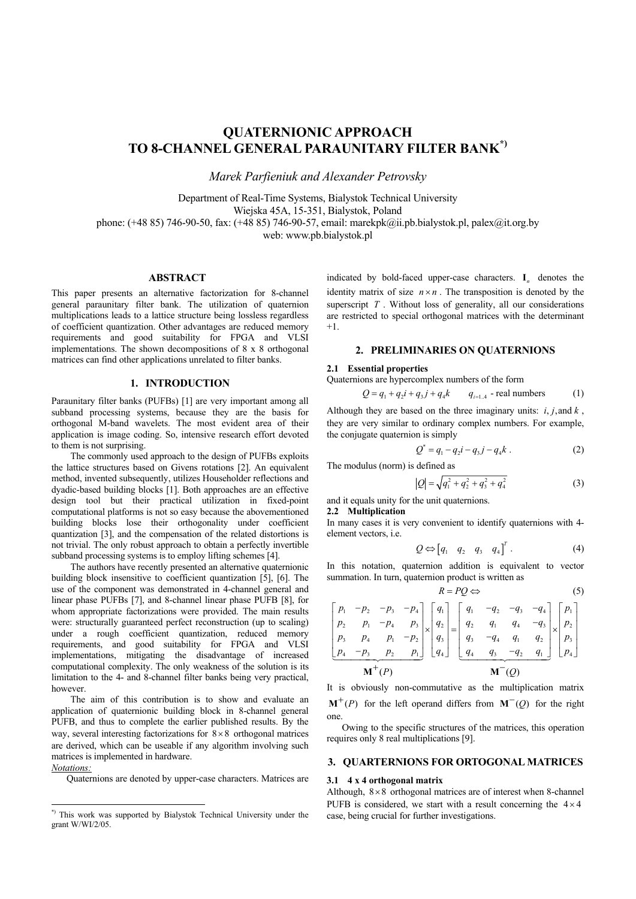# QUATERNIONIC APPROACH TO 8-CHANNEL GENERAL PARAUNITARY FILTER BANK[*)]

*Marek Parfieniuk and Alexander Petrovsky*

Department of Real-Time Systems, Bialystok Technical University
Wiejska 45A, 15-351, Bialystok, Poland
phone: (+48 85) 746-90-50, fax: (+48 85) 746-90-57, email: marekpk@ii.pb.bialystok.pl, palex@it.org.by
web: www.pb.bialystok.pl

## ABSTRACT

This paper presents an alternative factorization for 8-channel general paraunitary filter bank. The utilization of quaternion multiplications leads to a lattice structure being lossless regardless of coefficient quantization. Other advantages are reduced memory requirements and good suitability for FPGA and VLSI implementations. The shown decompositions of 8 x 8 orthogonal matrices can find other applications unrelated to filter banks.

## 1. INTRODUCTION

Paraunitary filter banks (PUFBs) [1] are very important among all subband processing systems, because they are the basis for orthogonal M-band wavelets. The most evident area of their application is image coding. So, intensive research effort devoted to them is not surprising.

The commonly used approach to the design of PUFBs exploits the lattice structures based on Givens rotations [2]. An equivalent method, invented subsequently, utilizes Householder reflections and dyadic-based building blocks [1]. Both approaches are an effective design tool but their practical utilization in fixed-point computational platforms is not so easy because the abovementioned building blocks lose their orthogonality under coefficient quantization [3], and the compensation of the related distortions is not trivial. The only robust approach to obtain a perfectly invertible subband processing systems is to employ lifting schemes [4].

The authors have recently presented an alternative quaternionic building block insensitive to coefficient quantization [5], [6]. The use of the component was demonstrated in 4-channel general and linear phase PUFBs [7], and 8-channel linear phase PUFB [8], for whom appropriate factorizations were provided. The main results were: structurally guaranteed perfect reconstruction (up to scaling) under a rough coefficient quantization, reduced memory requirements, and good suitability for FPGA and VLSI implementations, mitigating the disadvantage of increased computational complexity. The only weakness of the solution is its limitation to the 4- and 8-channel filter banks being very practical, however.

The aim of this contribution is to show and evaluate an application of quaternionic building block in 8-channel general PUFB, and thus to complete the earlier published results. By the way, several interesting factorizations for $8 \times 8$ orthogonal matrices are derived, which can be useable if any algorithm involving such matrices is implemented in hardware.

*Notations:*

Quaternions are denoted by upper-case characters. Matrices are indicated by bold-faced upper-case characters. $\mathbf{I}_n$ denotes the identity matrix of size $n \times n$. The transposition is denoted by the superscript $T$. Without loss of generality, all our considerations are restricted to special orthogonal matrices with the determinant +1.

## 2. PRELIMINARIES ON QUATERNIONS

### 2.1 Essential properties

Quaternions are hypercomplex numbers of the form

$$Q = q_1 + q_2 i + q_3 j + q_4 k \qquad q_{i=1..4} \text{ - real numbers} \tag{1}$$

Although they are based on the three imaginary units: $i, j,$ and $k$, they are very similar to ordinary complex numbers. For example, the conjugate quaternion is simply

$$Q^* = q_1 - q_2 i - q_3 j - q_4 k \,. \tag{2}$$

The modulus (norm) is defined as

$$|Q| = \sqrt{q_1^2 + q_2^2 + q_3^2 + q_4^2} \tag{3}$$

and it equals unity for the unit quaternions.

### 2.2 Multiplication

In many cases it is very convenient to identify quaternions with 4-element vectors, i.e.

$$Q \Leftrightarrow \begin{bmatrix} q_1 & q_2 & q_3 & q_4 \end{bmatrix}^T . \tag{4}$$

In this notation, quaternion addition is equivalent to vector summation. In turn, quaternion product is written as

$$R = PQ \Leftrightarrow \tag{5}$$

$$\underbrace{\begin{bmatrix} p_1 & -p_2 & -p_3 & -p_4 \\ p_2 & p_1 & -p_4 & p_3 \\ p_3 & p_4 & p_1 & -p_2 \\ p_4 & -p_3 & p_2 & p_1 \end{bmatrix}}_{\mathbf{M}^{+}(P)} \times \begin{bmatrix} q_1 \\ q_2 \\ q_3 \\ q_4 \end{bmatrix} = \underbrace{\begin{bmatrix} q_1 & -q_2 & -q_3 & -q_4 \\ q_2 & q_1 & q_4 & -q_3 \\ q_3 & -q_4 & q_1 & q_2 \\ q_4 & q_3 & -q_2 & q_1 \end{bmatrix}}_{\mathbf{M}^{-}(Q)} \times \begin{bmatrix} p_1 \\ p_2 \\ p_3 \\ p_4 \end{bmatrix}$$

It is obviously non-commutative as the multiplication matrix $\mathbf{M}^{+}(P)$ for the left operand differs from $\mathbf{M}^{-}(Q)$ for the right one.

Owing to the specific structures of the matrices, this operation requires only 8 real multiplications [9].

## 3. QUARTERNIONS FOR ORTOGONAL MATRICES

### 3.1 4 x 4 orthogonal matrix

Although, $8 \times 8$ orthogonal matrices are of interest when 8-channel PUFB is considered, we start with a result concerning the $4 \times 4$ case, being crucial for further investigations.

---

*) This work was supported by Bialystok Technical University under the grant W/WI/2/05.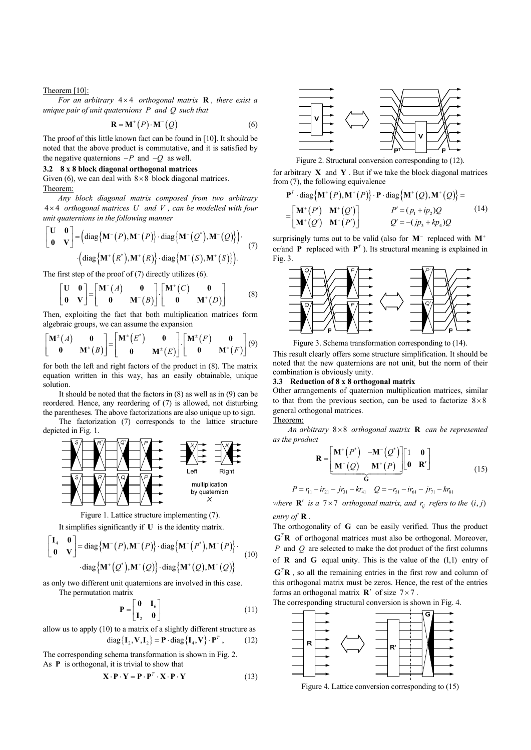Theorem [10]:

*For an arbitrary* $4\times4$ *orthogonal matrix* $\mathbf{R}$, *there exist a unique pair of unit quaternions* $P$ *and* $Q$ *such that*

$$\mathbf{R}=\mathbf{M}^{+}(P)\cdot\mathbf{M}^{-}(Q) \tag{6}$$

The proof of this little known fact can be found in [10]. It should be noted that the above product is commutative, and it is satisfied by the negative quaternions $-P$ and $-Q$ as well.

### 3.2 8 x 8 block diagonal orthogonal matrices

Given (6), we can deal with $8\times8$ block diagonal matrices.

Theorem:

*Any block diagonal matrix composed from two arbitrary* $4\times4$ *orthogonal matrices* $U$ *and* $V$, *can be modelled with four unit quaternions in the following manner*

$$\begin{bmatrix}\mathbf{U} & \mathbf{0}\\ \mathbf{0} & \mathbf{V}\end{bmatrix}=\left(\mathrm{diag}\left\{\mathbf{M}^{-}(P),\mathbf{M}^{-}(P)\right\}\cdot\mathrm{diag}\left\{\mathbf{M}^{-}(Q^{*}),\mathbf{M}^{-}(Q)\right\}\right)\cdot$$
$$\cdot\left(\mathrm{diag}\left\{\mathbf{M}^{+}(R^{*}),\mathbf{M}^{+}(R)\right\}\cdot\mathrm{diag}\left\{\mathbf{M}^{+}(S),\mathbf{M}^{+}(S)\right\}\right). \tag{7}$$

The first step of the proof of (7) directly utilizes (6).

$$\begin{bmatrix}\mathbf{U} & \mathbf{0}\\ \mathbf{0} & \mathbf{V}\end{bmatrix}=\begin{bmatrix}\mathbf{M}^{-}(A) & \mathbf{0}\\ \mathbf{0} & \mathbf{M}^{-}(B)\end{bmatrix}\cdot\begin{bmatrix}\mathbf{M}^{+}(C) & \mathbf{0}\\ \mathbf{0} & \mathbf{M}^{+}(D)\end{bmatrix} \tag{8}$$

Then, exploiting the fact that both multiplication matrices form algebraic groups, we can assume the expansion

$$\begin{bmatrix}\mathbf{M}^{\pm}(A) & \mathbf{0}\\ \mathbf{0} & \mathbf{M}^{\pm}(B)\end{bmatrix}=\begin{bmatrix}\mathbf{M}^{\pm}(E^{*}) & \mathbf{0}\\ \mathbf{0} & \mathbf{M}^{\pm}(E)\end{bmatrix}\cdot\begin{bmatrix}\mathbf{M}^{\pm}(F) & \mathbf{0}\\ \mathbf{0} & \mathbf{M}^{\pm}(F)\end{bmatrix} \tag{9}$$

for both the left and right factors of the product in (8). The matrix equation written in this way, has an easily obtainable, unique solution.

It should be noted that the factors in (8) as well as in (9) can be reordered. Hence, any reordering of (7) is allowed, not disturbing the parentheses. The above factorizations are also unique up to sign.

The factorization (7) corresponds to the lattice structure depicted in Fig. 1.

S R* Q* F

S R Q F

X X

Left Right

multiplication by quaternion X

Figure 1. Lattice structure implementing (7).

It simplifies significantly if $\mathbf{U}$ is the identity matrix.

$$\begin{bmatrix}\mathbf{I}_4 & \mathbf{0}\\ \mathbf{0} & \mathbf{V}\end{bmatrix}=\mathrm{diag}\left\{\mathbf{M}^{-}(P),\mathbf{M}^{-}(P)\right\}\cdot\mathrm{diag}\left\{\mathbf{M}^{-}(P^{*}),\mathbf{M}^{-}(P)\right\}\cdot$$
$$\cdot\mathrm{diag}\left\{\mathbf{M}^{+}(Q^{*}),\mathbf{M}^{+}(Q)\right\}\cdot\mathrm{diag}\left\{\mathbf{M}^{+}(Q),\mathbf{M}^{+}(Q)\right\} \tag{10}$$

as only two different unit quaternions are involved in this case.

The permutation matrix

$$\mathbf{P}=\begin{bmatrix}\mathbf{0} & \mathbf{I}_6\\ \mathbf{I}_2 & \mathbf{0}\end{bmatrix} \tag{11}$$

allow us to apply (10) to a matrix of a slightly different structure as

$$\mathrm{diag}\left\{\mathbf{I}_2,\mathbf{V},\mathbf{I}_2\right\}=\mathbf{P}\cdot\mathrm{diag}\left\{\mathbf{I}_4,\mathbf{V}\right\}\cdot\mathbf{P}^{T}, \tag{12}$$

The corresponding schema transformation is shown in Fig. 2.

As $\mathbf{P}$ is orthogonal, it is trivial to show that

$$\mathbf{X}\cdot\mathbf{P}\cdot\mathbf{Y}=\mathbf{P}\cdot\mathbf{P}^{T}\cdot\mathbf{X}\cdot\mathbf{P}\cdot\mathbf{Y} \tag{13}$$

V

V

P^T P

Figure 2. Structural conversion corresponding to (12).

for arbitrary $\mathbf{X}$ and $\mathbf{Y}$. But if we take the block diagonal matrices from (7), the following equivalence

$$\mathbf{P}^{T}\cdot\mathrm{diag}\left\{\mathbf{M}^{+}(P),\mathbf{M}^{+}(P)\right\}\cdot\mathbf{P}\cdot\mathrm{diag}\left\{\mathbf{M}^{+}(Q),\mathbf{M}^{+}(Q)\right\}=$$
$$=\begin{bmatrix}\mathbf{M}^{+}(P') & \mathbf{M}^{+}(Q')\\ \mathbf{M}^{+}(Q') & \mathbf{M}^{+}(P')\end{bmatrix}\qquad \begin{matrix}P'=(p_1+ip_2)Q\\ Q'=-(jp_3+kp_4)Q\end{matrix} \tag{14}$$

surprisingly turns out to be valid (also for $\mathbf{M}^{-}$ replaced with $\mathbf{M}^{+}$ or/and $\mathbf{P}$ replaced with $\mathbf{P}^{T}$). Its structural meaning is explained in Fig. 3.

Q P

Q P

P' Q'

P P

Figure 3. Schema transformation corresponding to (14).

This result clearly offers some structure simplification. It should be noted that the new quaternions are not unit, but the norm of their combination is obviously unity.

### 3.3 Reduction of 8 x 8 orthogonal matrix

Other arrangements of quaternion multiplication matrices, similar to that from the previous section, can be used to factorize $8\times8$ general orthogonal matrices.

Theorem:

*An arbitrary* $8\times8$ *orthogonal matrix* $\mathbf{R}$ *can be represented as the product*

$$\mathbf{R}=\underbrace{\begin{bmatrix}\mathbf{M}^{+}(P^{*}) & -\mathbf{M}^{-}(Q^{*})\\ \mathbf{M}^{-}(Q) & \mathbf{M}^{+}(P)\end{bmatrix}}_{\mathbf{G}}\begin{bmatrix}1 & \mathbf{0}\\ \mathbf{0} & \mathbf{R}'\end{bmatrix} \tag{15}$$

$$P=r_{11}-ir_{21}-jr_{31}-kr_{41}\quad Q=-r_{51}-ir_{61}-jr_{71}-kr_{81}$$

*where* $\mathbf{R}'$ *is a* $7\times7$ *orthogonal matrix, and* $r_{ij}$ *refers to the* $(i,j)$ *entry of* $\mathbf{R}$.

The orthogonality of $\mathbf{G}$ can be easily verified. Thus the product $\mathbf{G}^{T}\mathbf{R}$ of orthogonal matrices must also be orthogonal. Moreover, $P$ and $Q$ are selected to make the dot product of the first columns of $\mathbf{R}$ and $\mathbf{G}$ equal unity. This is the value of the (1,1) entry of $\mathbf{G}^{T}\mathbf{R}$, so all the remaining entries in the first row and column of this orthogonal matrix must be zeros. Hence, the rest of the entries forms an orthogonal matrix $\mathbf{R}'$ of size $7\times7$.

The corresponding structural conversion is shown in Fig. 4.

R

R'

G

Figure 4. Lattice conversion corresponding to (15)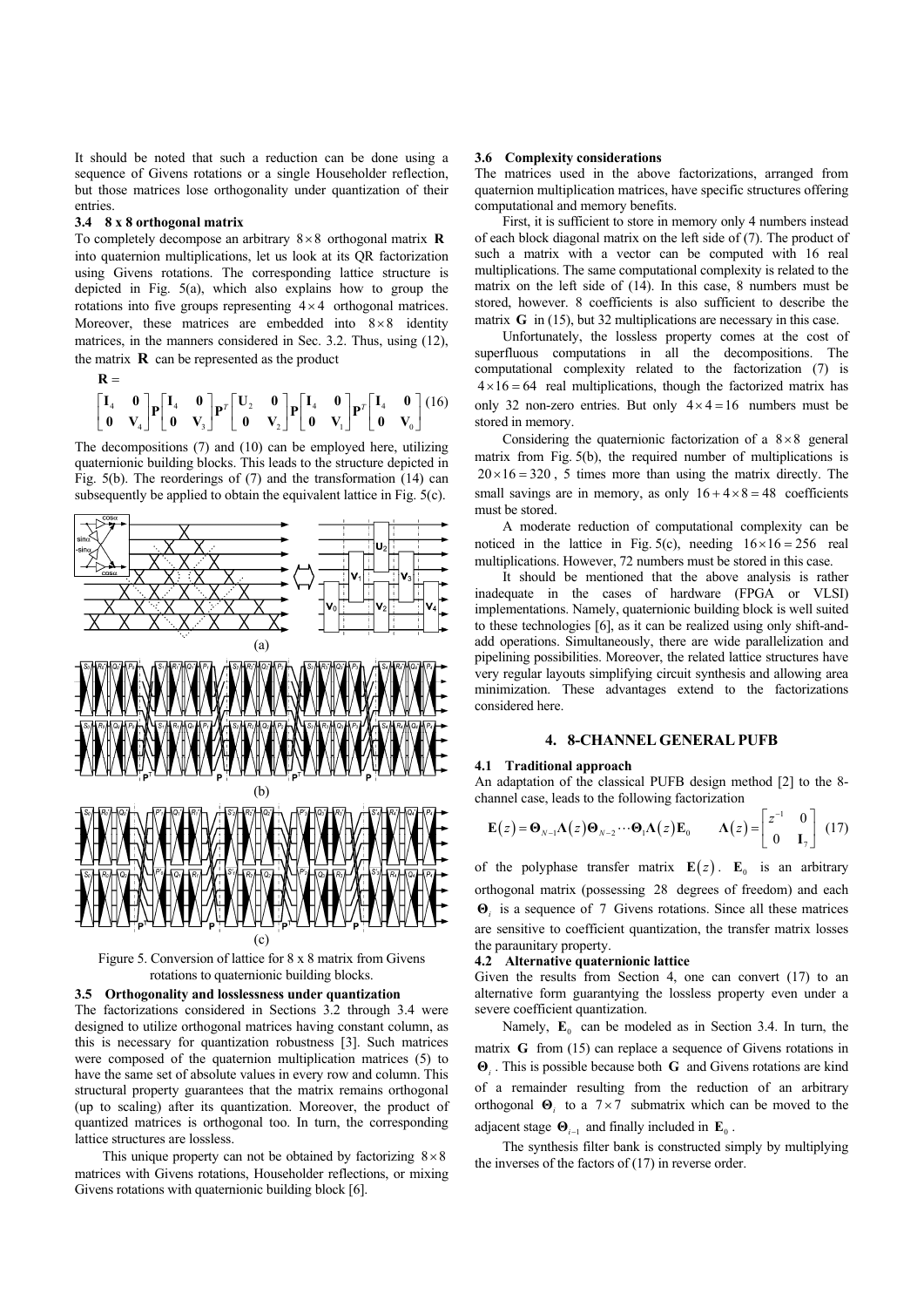It should be noted that such a reduction can be done using a sequence of Givens rotations or a single Householder reflection, but those matrices lose orthogonality under quantization of their entries.

### 3.4 8 x 8 orthogonal matrix

To completely decompose an arbitrary $8\times 8$ orthogonal matrix $\mathbf{R}$ into quaternion multiplications, let us look at its QR factorization using Givens rotations. The corresponding lattice structure is depicted in Fig. 5(a), which also explains how to group the rotations into five groups representing $4\times 4$ orthogonal matrices. Moreover, these matrices are embedded into $8\times 8$ identity matrices, in the manners considered in Sec. 3.2. Thus, using (12), the matrix $\mathbf{R}$ can be represented as the product

$$\mathbf{R}=\begin{bmatrix}\mathbf{I}_4 & \mathbf{0}\\ \mathbf{0} & \mathbf{V}_4\end{bmatrix}\mathbf{P}\begin{bmatrix}\mathbf{I}_4 & \mathbf{0}\\ \mathbf{0} & \mathbf{V}_3\end{bmatrix}\mathbf{P}^T\begin{bmatrix}\mathbf{U}_2 & \mathbf{0}\\ \mathbf{0} & \mathbf{V}_2\end{bmatrix}\mathbf{P}\begin{bmatrix}\mathbf{I}_4 & \mathbf{0}\\ \mathbf{0} & \mathbf{V}_1\end{bmatrix}\mathbf{P}^T\begin{bmatrix}\mathbf{I}_4 & \mathbf{0}\\ \mathbf{0} & \mathbf{V}_0\end{bmatrix} \quad (16)$$

The decompositions (7) and (10) can be employed here, utilizing quaternionic building blocks. This leads to the structure depicted in Fig. 5(b). The reorderings of (7) and the transformation (14) can subsequently be applied to obtain the equivalent lattice in Fig. 5(c).

Figure 5. Conversion of lattice for 8 x 8 matrix from Givens rotations to quaternionic building blocks.

### 3.5 Orthogonality and losslessness under quantization

The factorizations considered in Sections 3.2 through 3.4 were designed to utilize orthogonal matrices having constant column, as this is necessary for quantization robustness [3]. Such matrices were composed of the quaternion multiplication matrices (5) to have the same set of absolute values in every row and column. This structural property guarantees that the matrix remains orthogonal (up to scaling) after its quantization. Moreover, the product of quantized matrices is orthogonal too. In turn, the corresponding lattice structures are lossless.

This unique property can not be obtained by factorizing $8\times 8$ matrices with Givens rotations, Householder reflections, or mixing Givens rotations with quaternionic building block [6].

### 3.6 Complexity considerations

The matrices used in the above factorizations, arranged from quaternion multiplication matrices, have specific structures offering computational and memory benefits.

First, it is sufficient to store in memory only 4 numbers instead of each block diagonal matrix on the left side of (7). The product of such a matrix with a vector can be computed with 16 real multiplications. The same computational complexity is related to the matrix on the left side of (14). In this case, 8 numbers must be stored, however. 8 coefficients is also sufficient to describe the matrix $\mathbf{G}$ in (15), but 32 multiplications are necessary in this case.

Unfortunately, the lossless property comes at the cost of superfluous computations in all the decompositions. The computational complexity related to the factorization (7) is $4\times 16=64$ real multiplications, though the factorized matrix has only 32 non-zero entries. But only $4\times 4=16$ numbers must be stored in memory.

Considering the quaternionic factorization of a $8\times 8$ general matrix from Fig. 5(b), the required number of multiplications is $20\times 16=320$, 5 times more than using the matrix directly. The small savings are in memory, as only $16+4\times 8=48$ coefficients must be stored.

A moderate reduction of computational complexity can be noticed in the lattice in Fig. 5(c), needing $16\times 16=256$ real multiplications. However, 72 numbers must be stored in this case.

It should be mentioned that the above analysis is rather inadequate in the cases of hardware (FPGA or VLSI) implementations. Namely, quaternionic building block is well suited to these technologies [6], as it can be realized using only shift-and-add operations. Simultaneously, there are wide parallelization and pipelining possibilities. Moreover, the related lattice structures have very regular layouts simplifying circuit synthesis and allowing area minimization. These advantages extend to the factorizations considered here.

## 4. 8-CHANNEL GENERAL PUFB

### 4.1 Traditional approach

An adaptation of the classical PUFB design method [2] to the 8-channel case, leads to the following factorization

$$\mathbf{E}(z)=\mathbf{\Theta}_{N-1}\mathbf{\Lambda}(z)\mathbf{\Theta}_{N-2}\cdots\mathbf{\Theta}_1\mathbf{\Lambda}(z)\mathbf{E}_0 \qquad \mathbf{\Lambda}(z)=\begin{bmatrix}z^{-1} & 0\\ 0 & \mathbf{I}_7\end{bmatrix} \quad (17)$$

of the polyphase transfer matrix $\mathbf{E}(z)$. $\mathbf{E}_0$ is an arbitrary orthogonal matrix (possessing 28 degrees of freedom) and each $\mathbf{\Theta}_i$ is a sequence of 7 Givens rotations. Since all these matrices are sensitive to coefficient quantization, the transfer matrix losses the paraunitary property.

### 4.2 Alternative quaternionic lattice

Given the results from Section 4, one can convert (17) to an alternative form guarantying the lossless property even under a severe coefficient quantization.

Namely, $\mathbf{E}_0$ can be modeled as in Section 3.4. In turn, the matrix $\mathbf{G}$ from (15) can replace a sequence of Givens rotations in $\mathbf{\Theta}_i$. This is possible because both $\mathbf{G}$ and Givens rotations are kind of a remainder resulting from the reduction of an arbitrary orthogonal $\mathbf{\Theta}_i$ to a $7\times 7$ submatrix which can be moved to the adjacent stage $\mathbf{\Theta}_{i-1}$ and finally included in $\mathbf{E}_0$.

The synthesis filter bank is constructed simply by multiplying the inverses of the factors of (17) in reverse order.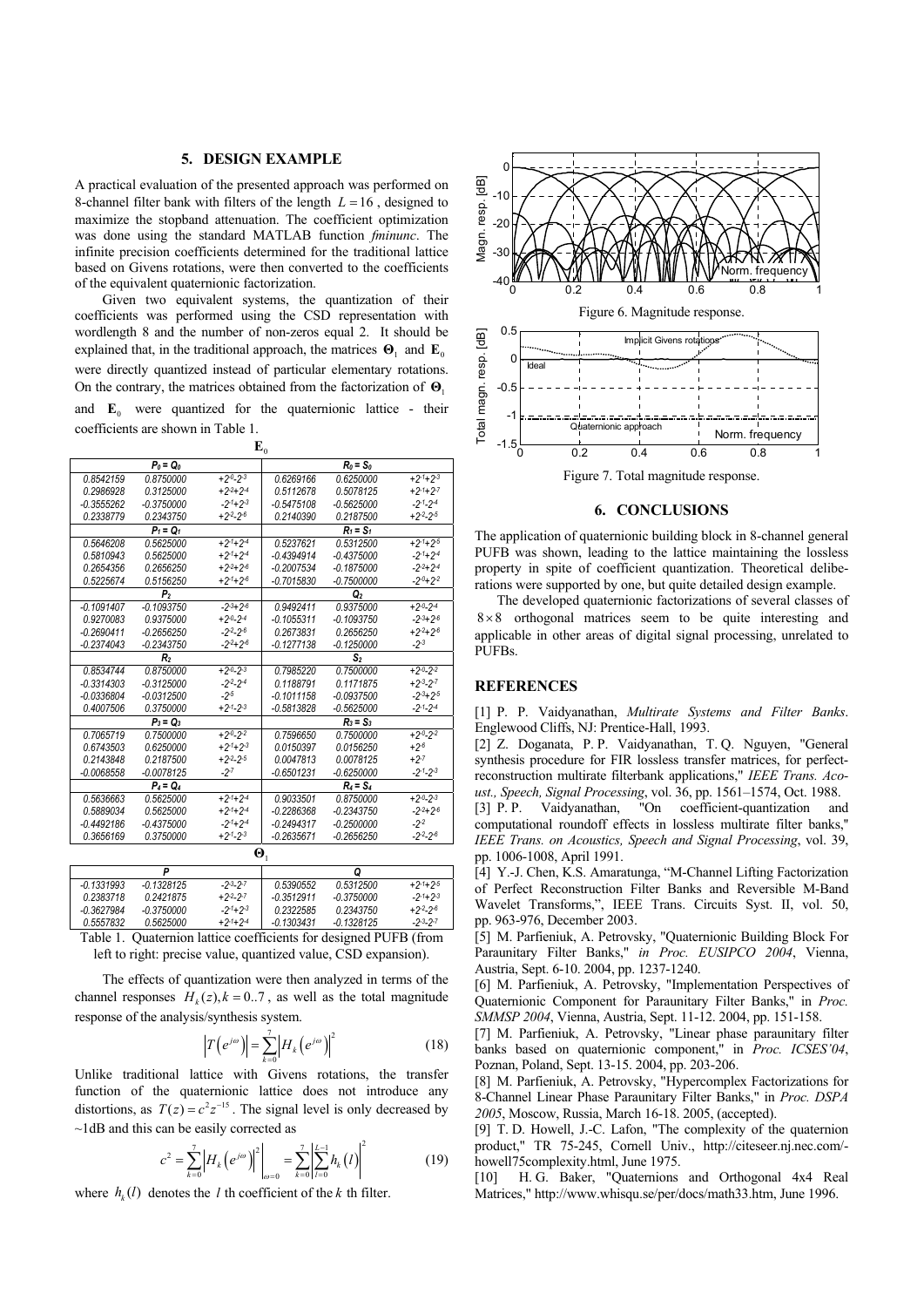## 5. DESIGN EXAMPLE

A practical evaluation of the presented approach was performed on 8-channel filter bank with filters of the length $L = 16$, designed to maximize the stopband attenuation. The coefficient optimization was done using the standard MATLAB function *fminunc*. The infinite precision coefficients determined for the traditional lattice based on Givens rotations, were then converted to the coefficients of the equivalent quaternionic factorization.

Given two equivalent systems, the quantization of their coefficients was performed using the CSD representation with wordlength 8 and the number of non-zeros equal 2. It should be explained that, in the traditional approach, the matrices $\mathbf{\Theta}_1$ and $\mathbf{E}_0$ were directly quantized instead of particular elementary rotations. On the contrary, the matrices obtained from the factorization of $\mathbf{\Theta}_1$ and $\mathbf{E}_0$ were quantized for the quaternionic lattice - their coefficients are shown in Table 1.

$\mathbf{E}_0$

| $P_0 = Q_0$ | | | $R_0 = S_0$ | | |
|---|---|---|---|---|---|
| 0.8542159 | 0.8750000 | $+2^{0}-2^{-3}$ | 0.6269166 | 0.6250000 | $+2^{-1}+2^{-3}$ |
| 0.2986928 | 0.3125000 | $+2^{-2}+2^{-4}$ | 0.5112678 | 0.5078125 | $+2^{-1}+2^{-7}$ |
| -0.3555262 | -0.3750000 | $-2^{-1}+2^{-3}$ | -0.5475108 | -0.5625000 | $-2^{-1}-2^{-4}$ |
| 0.2338779 | 0.2343750 | $+2^{-2}-2^{-6}$ | 0.2140390 | 0.2187500 | $+2^{-2}-2^{-5}$ |
| $P_1 = Q_1$ | | | $R_1 = S_1$ | | |
| 0.5646208 | 0.5625000 | $+2^{-1}+2^{-4}$ | 0.5237621 | 0.5312500 | $+2^{-1}+2^{-5}$ |
| 0.5810943 | 0.5625000 | $+2^{-1}+2^{-4}$ | -0.4394914 | -0.4375000 | $-2^{-1}+2^{-4}$ |
| 0.2654356 | 0.2656250 | $+2^{-2}+2^{-6}$ | -0.2007534 | -0.1875000 | $-2^{-2}+2^{-4}$ |
| 0.5225674 | 0.5156250 | $+2^{-1}+2^{-6}$ | -0.7015830 | -0.7500000 | $-2^{0}+2^{-2}$ |
| $P_2$ | | | $Q_2$ | | |
| -0.1091407 | -0.1093750 | $-2^{-3}+2^{-6}$ | 0.9492411 | 0.9375000 | $+2^{0}-2^{-4}$ |
| 0.9270083 | 0.9375000 | $+2^{0}-2^{-4}$ | -0.1055311 | -0.1093750 | $-2^{-3}+2^{-6}$ |
| -0.2690411 | -0.2656250 | $-2^{-2}-2^{-6}$ | 0.2673831 | 0.2656250 | $+2^{-2}+2^{-6}$ |
| -0.2374043 | -0.2343750 | $-2^{-2}+2^{-6}$ | -0.1277138 | -0.1250000 | $-2^{-3}$ |
| $R_2$ | | | $S_2$ | | |
| 0.8534744 | 0.8750000 | $+2^{0}-2^{-3}$ | 0.7985220 | 0.7500000 | $+2^{0}-2^{-2}$ |
| -0.3314303 | -0.3125000 | $-2^{-2}-2^{-4}$ | 0.1188791 | 0.1171875 | $+2^{-3}-2^{-7}$ |
| -0.0336804 | -0.0312500 | $-2^{-5}$ | -0.1011158 | -0.0937500 | $-2^{-3}+2^{-5}$ |
| 0.4007506 | 0.3750000 | $+2^{-1}-2^{-3}$ | -0.5813828 | -0.5625000 | $-2^{-1}-2^{-4}$ |
| $P_3 = Q_3$ | | | $R_3 = S_3$ | | |
| 0.7065719 | 0.7500000 | $+2^{0}-2^{-2}$ | 0.7596650 | 0.7500000 | $+2^{0}-2^{-2}$ |
| 0.6743503 | 0.6250000 | $+2^{-1}+2^{-3}$ | 0.0150397 | 0.0156250 | $+2^{-6}$ |
| 0.2143848 | 0.2187500 | $+2^{-2}-2^{-5}$ | 0.0047813 | 0.0078125 | $+2^{-7}$ |
| -0.0068558 | -0.0078125 | $-2^{-7}$ | -0.6501231 | -0.6250000 | $-2^{-1}-2^{-3}$ |
| $P_4 = Q_4$ | | | $R_4 = S_4$ | | |
| 0.5636663 | 0.5625000 | $+2^{-1}+2^{-4}$ | 0.9033501 | 0.8750000 | $+2^{0}-2^{-3}$ |
| 0.5889034 | 0.5625000 | $+2^{-1}+2^{-4}$ | -0.2286368 | -0.2343750 | $-2^{-2}+2^{-6}$ |
| -0.4492186 | -0.4375000 | $-2^{-1}+2^{-4}$ | -0.2494317 | -0.2500000 | $-2^{-2}$ |
| 0.3656169 | 0.3750000 | $+2^{-1}-2^{-3}$ | -0.2635671 | -0.2656250 | $-2^{-2}-2^{-6}$ |

$\mathbf{\Theta}_1$

| $P$ | | | $Q$ | | |
|---|---|---|---|---|---|
| -0.1331993 | -0.1328125 | $-2^{-3}-2^{-7}$ | 0.5390552 | 0.5312500 | $+2^{-1}+2^{-5}$ |
| 0.2383718 | 0.2421875 | $+2^{-2}-2^{-7}$ | -0.3512911 | -0.3750000 | $-2^{-1}+2^{-3}$ |
| -0.3627984 | -0.3750000 | $-2^{-1}+2^{-3}$ | 0.2322585 | 0.2343750 | $+2^{-2}-2^{-6}$ |
| 0.5557832 | 0.5625000 | $+2^{-1}+2^{-4}$ | -0.1303431 | -0.1328125 | $-2^{-3}-2^{-7}$ |

Table 1. Quaternion lattice coefficients for designed PUFB (from left to right: precise value, quantized value, CSD expansion).

The effects of quantization were then analyzed in terms of the channel responses $H_k(z), k = 0..7$, as well as the total magnitude response of the analysis/synthesis system.

$$\left|T\left(e^{j\omega}\right)\right| = \sum_{k=0}^{7} \left|H_k\left(e^{j\omega}\right)\right|^2 \tag{18}$$

Unlike traditional lattice with Givens rotations, the transfer function of the quaternionic lattice does not introduce any distortions, as $T(z) = c^2 z^{-15}$. The signal level is only decreased by ~1dB and this can be easily corrected as

$$c^2 = \sum_{k=0}^{7} \left|H_k\left(e^{j\omega}\right)\right|^2 \Bigg|_{\omega=0} = \sum_{k=0}^{7} \left|\sum_{l=0}^{L-1} h_k(l)\right|^2 \tag{19}$$

where $h_k(l)$ denotes the $l$ th coefficient of the $k$ th filter.

Magn. resp. [dB]
0
-10
-20
-30
-40
0 0.2 0.4 0.6 0.8 1
Norm. frequency

Figure 6. Magnitude response.

Total magn. resp. [dB]
0.5
0
-0.5
-1
-1.5
0 0.2 0.4 0.6 0.8 1
Implicit Givens rotations
Ideal
Quaternionic approach
Norm. frequency

Figure 7. Total magnitude response.

## 6. CONCLUSIONS

The application of quaternionic building block in 8-channel general PUFB was shown, leading to the lattice maintaining the lossless property in spite of coefficient quantization. Theoretical deliberations were supported by one, but quite detailed design example.

The developed quaternionic factorizations of several classes of $8 \times 8$ orthogonal matrices seem to be quite interesting and applicable in other areas of digital signal processing, unrelated to PUFBs.

## REFERENCES

[1] P. P. Vaidyanathan, *Multirate Systems and Filter Banks*. Englewood Cliffs, NJ: Prentice-Hall, 1993.

[2] Z. Doganata, P. P. Vaidyanathan, T. Q. Nguyen, "General synthesis procedure for FIR lossless transfer matrices, for perfect-reconstruction multirate filterbank applications," *IEEE Trans. Acoust., Speech, Signal Processing*, vol. 36, pp. 1561–1574, Oct. 1988.

[3] P. P. Vaidyanathan, "On coefficient-quantization and computational roundoff effects in lossless multirate filter banks," *IEEE Trans. on Acoustics, Speech and Signal Processing*, vol. 39, pp. 1006-1008, April 1991.

[4] Y.-J. Chen, K.S. Amaratunga, "M-Channel Lifting Factorization of Perfect Reconstruction Filter Banks and Reversible M-Band Wavelet Transforms,", IEEE Trans. Circuits Syst. II, vol. 50, pp. 963-976, December 2003.

[5] M. Parfieniuk, A. Petrovsky, "Quaternionic Building Block For Paraunitary Filter Banks," *in Proc. EUSIPCO 2004*, Vienna, Austria, Sept. 6-10. 2004, pp. 1237-1240.

[6] M. Parfieniuk, A. Petrovsky, "Implementation Perspectives of Quaternionic Component for Paraunitary Filter Banks," in *Proc. SMMSP 2004*, Vienna, Austria, Sept. 11-12. 2004, pp. 151-158.

[7] M. Parfieniuk, A. Petrovsky, "Linear phase paraunitary filter banks based on quaternionic component," in *Proc. ICSES'04*, Poznan, Poland, Sept. 13-15. 2004, pp. 203-206.

[8] M. Parfieniuk, A. Petrovsky, "Hypercomplex Factorizations for 8-Channel Linear Phase Paraunitary Filter Banks," in *Proc. DSPA 2005*, Moscow, Russia, March 16-18. 2005, (accepted).

[9] T. D. Howell, J.-C. Lafon, "The complexity of the quaternion product," TR 75-245, Cornell Univ., http://citeseer.nj.nec.com/-howell75complexity.html, June 1975.

[10] H. G. Baker, "Quaternions and Orthogonal 4x4 Real Matrices," http://www.whisqu.se/per/docs/math33.htm, June 1996.